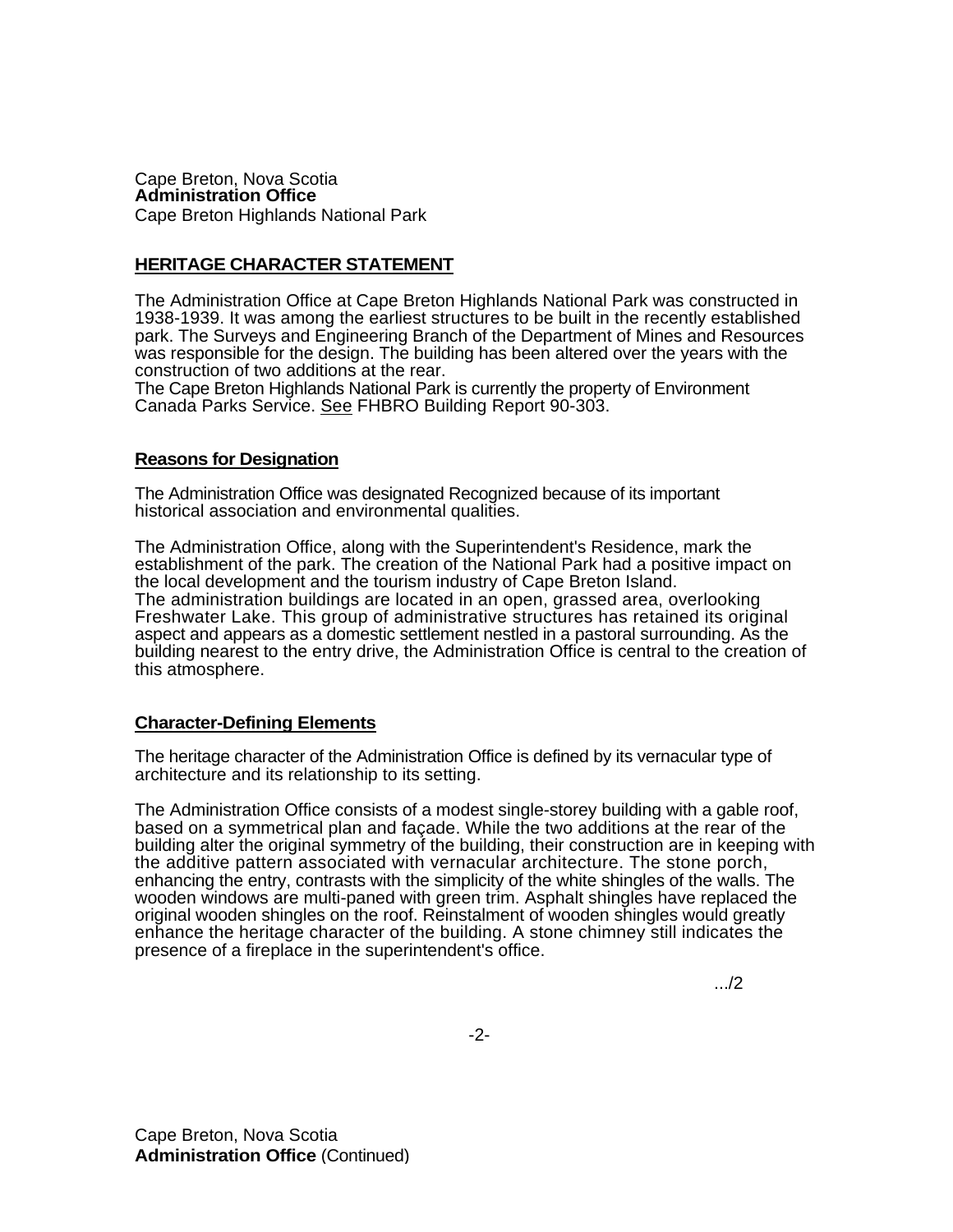Cape Breton, Nova Scotia
**Administration Office**
Cape Breton Highlands National Park

## HERITAGE CHARACTER STATEMENT

The Administration Office at Cape Breton Highlands National Park was constructed in 1938-1939. It was among the earliest structures to be built in the recently established park. The Surveys and Engineering Branch of the Department of Mines and Resources was responsible for the design. The building has been altered over the years with the construction of two additions at the rear.
The Cape Breton Highlands National Park is currently the property of Environment Canada Parks Service. See FHBRO Building Report 90-303.

### Reasons for Designation

The Administration Office was designated Recognized because of its important historical association and environmental qualities.

The Administration Office, along with the Superintendent's Residence, mark the establishment of the park. The creation of the National Park had a positive impact on the local development and the tourism industry of Cape Breton Island.
The administration buildings are located in an open, grassed area, overlooking Freshwater Lake. This group of administrative structures has retained its original aspect and appears as a domestic settlement nestled in a pastoral surrounding. As the building nearest to the entry drive, the Administration Office is central to the creation of this atmosphere.

### Character-Defining Elements

The heritage character of the Administration Office is defined by its vernacular type of architecture and its relationship to its setting.

The Administration Office consists of a modest single-storey building with a gable roof, based on a symmetrical plan and façade. While the two additions at the rear of the building alter the original symmetry of the building, their construction are in keeping with the additive pattern associated with vernacular architecture. The stone porch, enhancing the entry, contrasts with the simplicity of the white shingles of the walls. The wooden windows are multi-paned with green trim. Asphalt shingles have replaced the original wooden shingles on the roof. Reinstalment of wooden shingles would greatly enhance the heritage character of the building. A stone chimney still indicates the presence of a fireplace in the superintendent's office.

.../2

Cape Breton, Nova Scotia
**Administration Office** (Continued)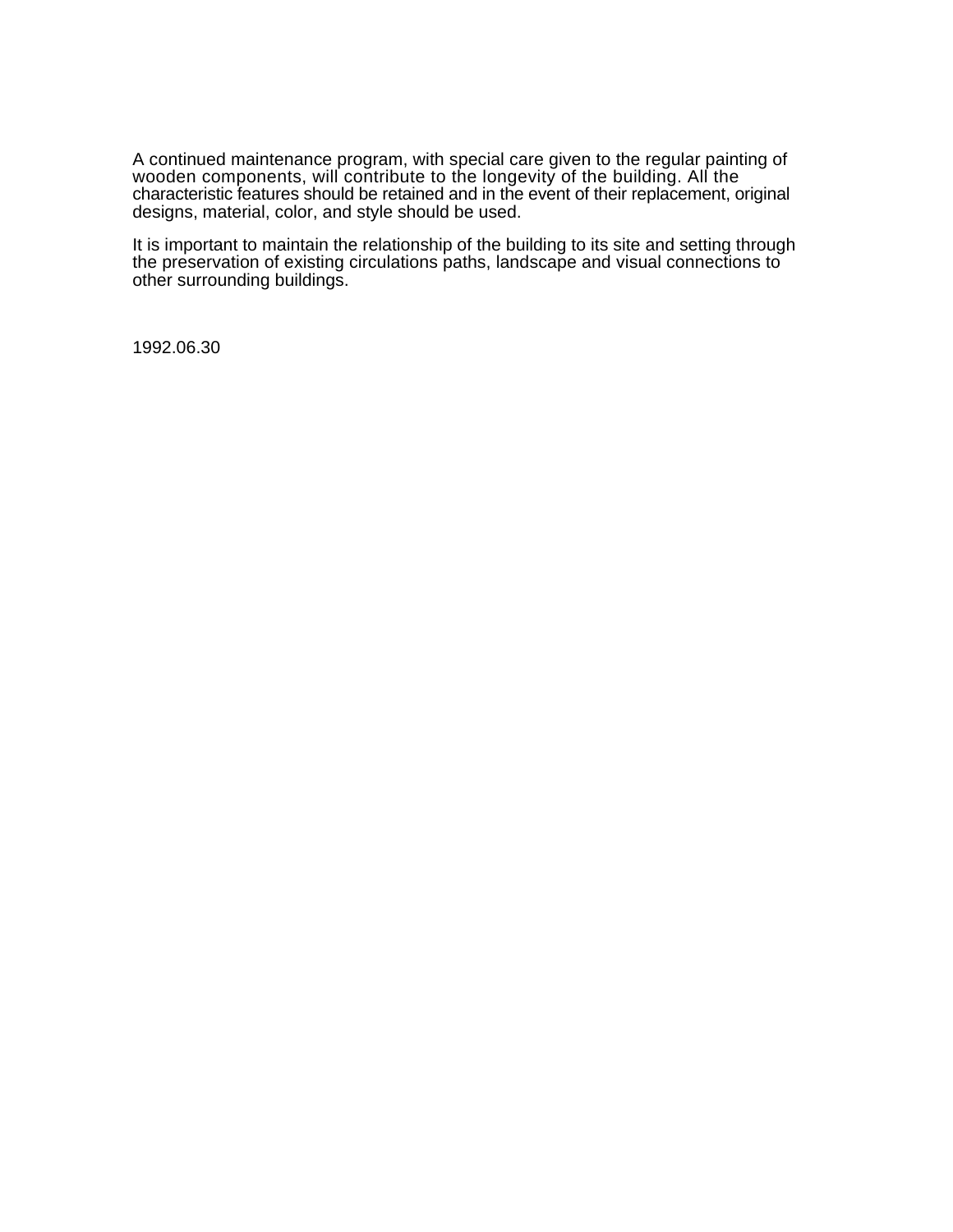A continued maintenance program, with special care given to the regular painting of wooden components, will contribute to the longevity of the building. All the characteristic features should be retained and in the event of their replacement, original designs, material, color, and style should be used.

It is important to maintain the relationship of the building to its site and setting through the preservation of existing circulations paths, landscape and visual connections to other surrounding buildings.

1992.06.30